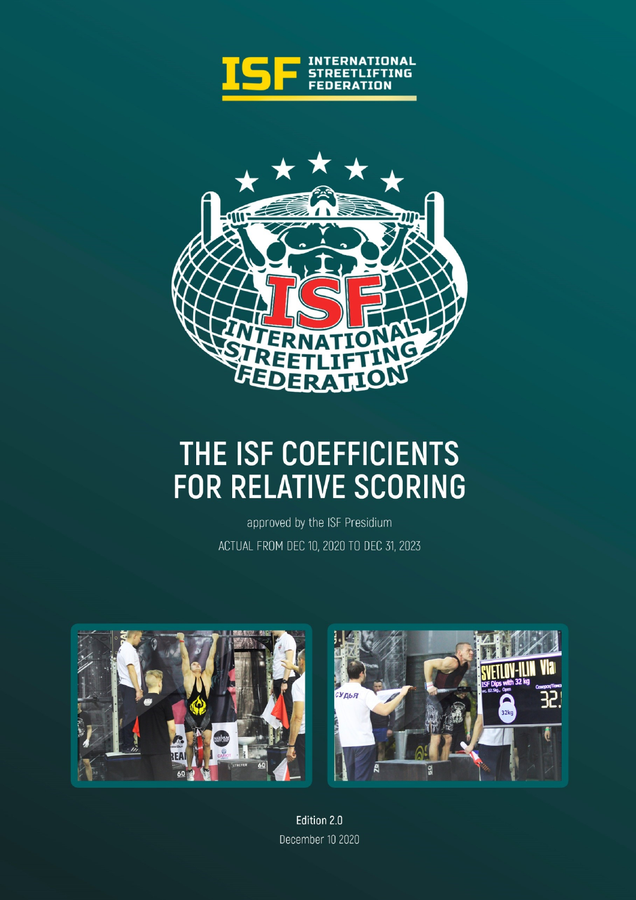INTERNATIONAL STREETLIFTING FEDERATION

# THE ISF COEFFICIENTS FOR RELATIVE SCORING

approved by the ISF Presidium

ACTUAL FROM DEC 10, 2020 TO DEC 31, 2023

Edition 2.0

December 10 2020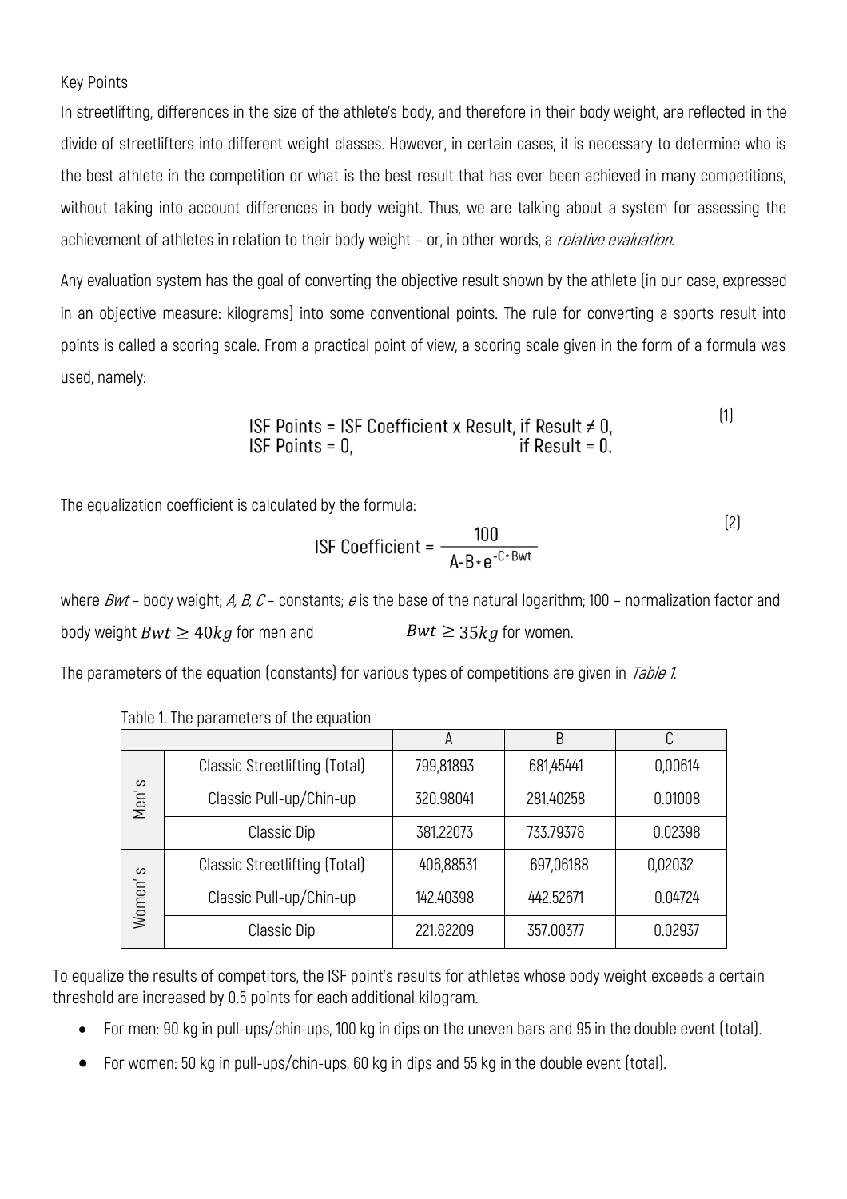Key Points

In streetlifting, differences in the size of the athlete's body, and therefore in their body weight, are reflected in the divide of streetlifters into different weight classes. However, in certain cases, it is necessary to determine who is the best athlete in the competition or what is the best result that has ever been achieved in many competitions, without taking into account differences in body weight. Thus, we are talking about a system for assessing the achievement of athletes in relation to their body weight – or, in other words, a *relative evaluation*.

Any evaluation system has the goal of converting the objective result shown by the athlete (in our case, expressed in an objective measure: kilograms) into some conventional points. The rule for converting a sports result into points is called a scoring scale. From a practical point of view, a scoring scale given in the form of a formula was used, namely:

$$\begin{aligned} &\text{ISF Points} = \text{ISF Coefficient x Result, if Result} \neq 0, \\ &\text{ISF Points} = 0, \qquad\qquad\qquad\qquad\quad \text{if Result} = 0. \end{aligned} \tag{1}$$

The equalization coefficient is calculated by the formula:

$$\text{ISF Coefficient} = \frac{100}{A - B * e^{-C * Bwt}} \tag{2}$$

where *Bwt* – body weight; *A, B, C* – constants; *e* is the base of the natural logarithm; 100 – normalization factor and body weight $Bwt \geq 40kg$ for men and $Bwt \geq 35kg$ for women.

The parameters of the equation (constants) for various types of competitions are given in *Table 1*.

Table 1. The parameters of the equation

| | | A | B | C |
|---|---|---|---|---|
| Men's | Classic Streetlifting (Total) | 799,81893 | 681,45441 | 0,00614 |
| | Classic Pull-up/Chin-up | 320.98041 | 281.40258 | 0.01008 |
| | Classic Dip | 381.22073 | 733.79378 | 0.02398 |
| Women's | Classic Streetlifting (Total) | 406,88531 | 697,06188 | 0,02032 |
| | Classic Pull-up/Chin-up | 142.40398 | 442.52671 | 0.04724 |
| | Classic Dip | 221.82209 | 357.00377 | 0.02937 |

To equalize the results of competitors, the ISF point's results for athletes whose body weight exceeds a certain threshold are increased by 0.5 points for each additional kilogram.

- For men: 90 kg in pull-ups/chin-ups, 100 kg in dips on the uneven bars and 95 in the double event (total).
- For women: 50 kg in pull-ups/chin-ups, 60 kg in dips and 55 kg in the double event (total).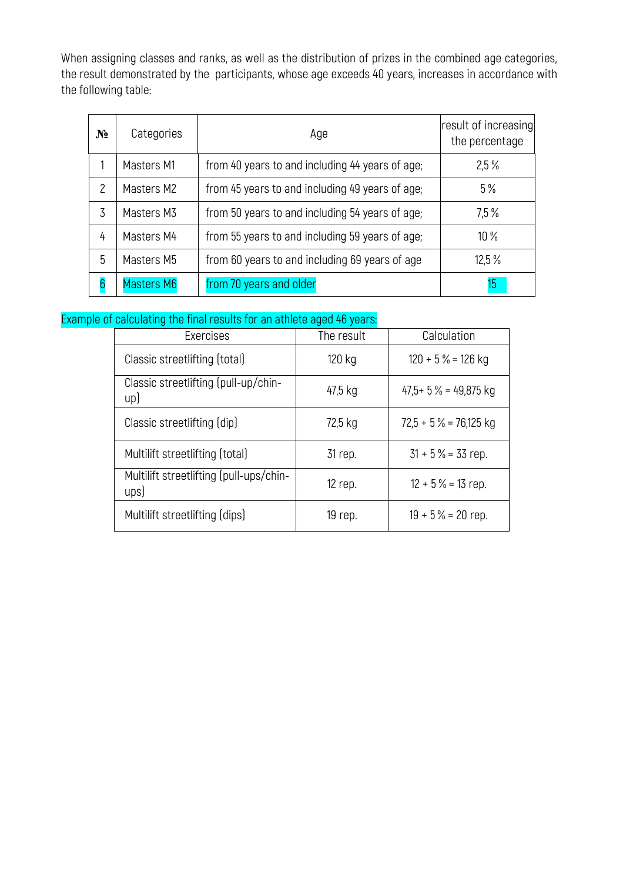When assigning classes and ranks, as well as the distribution of prizes in the combined age categories, the result demonstrated by the participants, whose age exceeds 40 years, increases in accordance with the following table:

| № | Categories | Age | result of increasing the percentage |
|---|---|---|---|
| 1 | Masters M1 | from 40 years to and including 44 years of age; | 2,5 % |
| 2 | Masters M2 | from 45 years to and including 49 years of age; | 5 % |
| 3 | Masters M3 | from 50 years to and including 54 years of age; | 7,5 % |
| 4 | Masters M4 | from 55 years to and including 59 years of age; | 10 % |
| 5 | Masters M5 | from 60 years to and including 69 years of age | 12,5 % |
| 6 | Masters M6 | from 70 years and older | 15 |

Example of calculating the final results for an athlete aged 46 years:

| Exercises | The result | Calculation |
|---|---|---|
| Classic streetlifting (total) | 120 kg | 120 + 5 % = 126 kg |
| Classic streetlifting (pull-up/chin-up) | 47,5 kg | 47,5+ 5 % = 49,875 kg |
| Classic streetlifting (dip) | 72,5 kg | 72,5 + 5 % = 76,125 kg |
| Multilift streetlifting (total) | 31 rep. | 31 + 5 % = 33 rep. |
| Multilift streetlifting (pull-ups/chin-ups) | 12 rep. | 12 + 5 % = 13 rep. |
| Multilift streetlifting (dips) | 19 rep. | 19 + 5 % = 20 rep. |